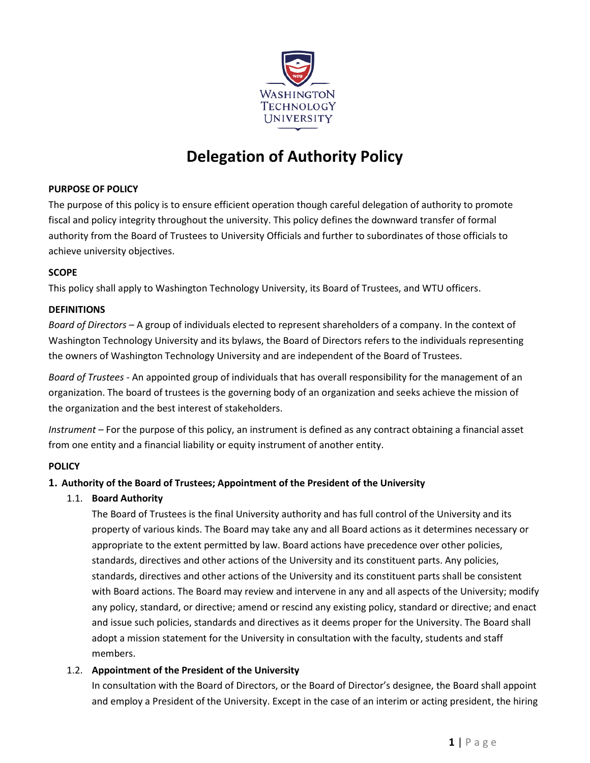# Delegation of Authority Policy

**PURPOSE OF POLICY**

The purpose of this policy is to ensure efficient operation though careful delegation of authority to promote fiscal and policy integrity throughout the university. This policy defines the downward transfer of formal authority from the Board of Trustees to University Officials and further to subordinates of those officials to achieve university objectives.

**SCOPE**

This policy shall apply to Washington Technology University, its Board of Trustees, and WTU officers.

**DEFINITIONS**

*Board of Directors* – A group of individuals elected to represent shareholders of a company. In the context of Washington Technology University and its bylaws, the Board of Directors refers to the individuals representing the owners of Washington Technology University and are independent of the Board of Trustees.

*Board of Trustees* - An appointed group of individuals that has overall responsibility for the management of an organization. The board of trustees is the governing body of an organization and seeks achieve the mission of the organization and the best interest of stakeholders.

*Instrument* – For the purpose of this policy, an instrument is defined as any contract obtaining a financial asset from one entity and a financial liability or equity instrument of another entity.

**POLICY**

**1. Authority of the Board of Trustees; Appointment of the President of the University**

1.1. **Board Authority**

The Board of Trustees is the final University authority and has full control of the University and its property of various kinds. The Board may take any and all Board actions as it determines necessary or appropriate to the extent permitted by law. Board actions have precedence over other policies, standards, directives and other actions of the University and its constituent parts. Any policies, standards, directives and other actions of the University and its constituent parts shall be consistent with Board actions. The Board may review and intervene in any and all aspects of the University; modify any policy, standard, or directive; amend or rescind any existing policy, standard or directive; and enact and issue such policies, standards and directives as it deems proper for the University. The Board shall adopt a mission statement for the University in consultation with the faculty, students and staff members.

1.2. **Appointment of the President of the University**

In consultation with the Board of Directors, or the Board of Director's designee, the Board shall appoint and employ a President of the University. Except in the case of an interim or acting president, the hiring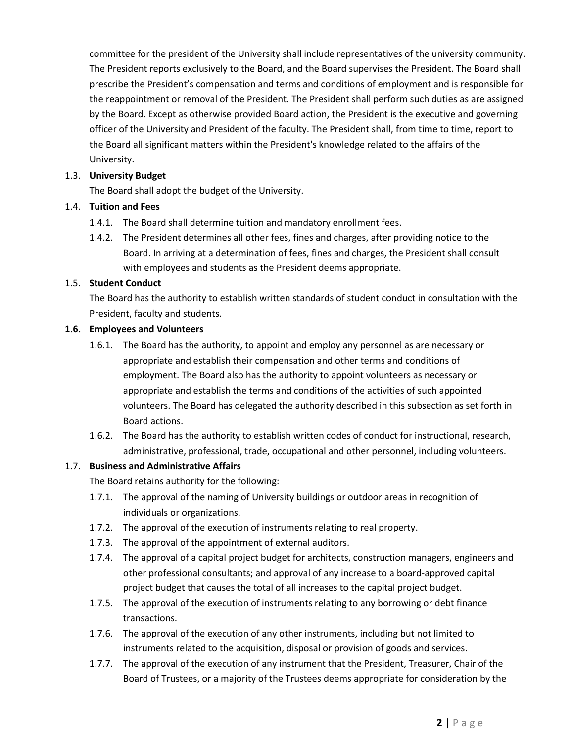committee for the president of the University shall include representatives of the university community. The President reports exclusively to the Board, and the Board supervises the President. The Board shall prescribe the President's compensation and terms and conditions of employment and is responsible for the reappointment or removal of the President. The President shall perform such duties as are assigned by the Board. Except as otherwise provided Board action, the President is the executive and governing officer of the University and President of the faculty. The President shall, from time to time, report to the Board all significant matters within the President's knowledge related to the affairs of the University.

1.3. **University Budget**

The Board shall adopt the budget of the University.

1.4. **Tuition and Fees**

- 1.4.1. The Board shall determine tuition and mandatory enrollment fees.
- 1.4.2. The President determines all other fees, fines and charges, after providing notice to the Board. In arriving at a determination of fees, fines and charges, the President shall consult with employees and students as the President deems appropriate.

1.5. **Student Conduct**

The Board has the authority to establish written standards of student conduct in consultation with the President, faculty and students.

**1.6. Employees and Volunteers**

- 1.6.1. The Board has the authority, to appoint and employ any personnel as are necessary or appropriate and establish their compensation and other terms and conditions of employment. The Board also has the authority to appoint volunteers as necessary or appropriate and establish the terms and conditions of the activities of such appointed volunteers. The Board has delegated the authority described in this subsection as set forth in Board actions.
- 1.6.2. The Board has the authority to establish written codes of conduct for instructional, research, administrative, professional, trade, occupational and other personnel, including volunteers.

1.7. **Business and Administrative Affairs**

The Board retains authority for the following:

- 1.7.1. The approval of the naming of University buildings or outdoor areas in recognition of individuals or organizations.
- 1.7.2. The approval of the execution of instruments relating to real property.
- 1.7.3. The approval of the appointment of external auditors.
- 1.7.4. The approval of a capital project budget for architects, construction managers, engineers and other professional consultants; and approval of any increase to a board-approved capital project budget that causes the total of all increases to the capital project budget.
- 1.7.5. The approval of the execution of instruments relating to any borrowing or debt finance transactions.
- 1.7.6. The approval of the execution of any other instruments, including but not limited to instruments related to the acquisition, disposal or provision of goods and services.
- 1.7.7. The approval of the execution of any instrument that the President, Treasurer, Chair of the Board of Trustees, or a majority of the Trustees deems appropriate for consideration by the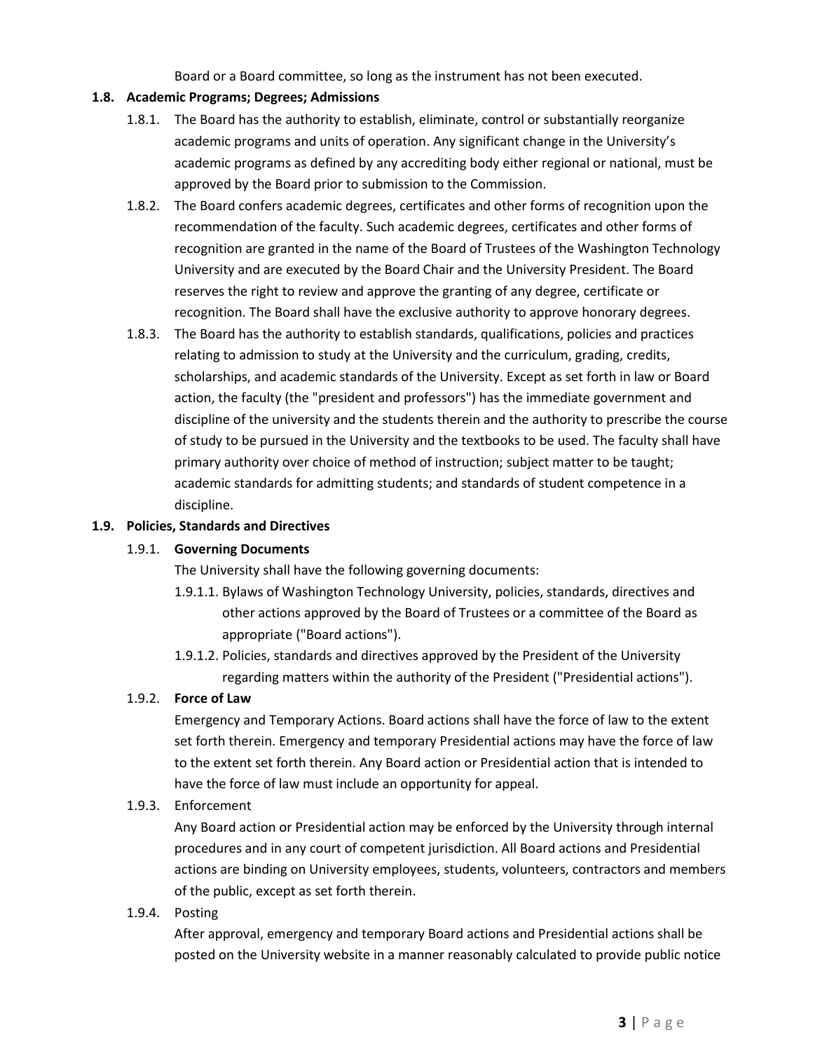Board or a Board committee, so long as the instrument has not been executed.

**1.8. Academic Programs; Degrees; Admissions**

1.8.1. The Board has the authority to establish, eliminate, control or substantially reorganize academic programs and units of operation. Any significant change in the University's academic programs as defined by any accrediting body either regional or national, must be approved by the Board prior to submission to the Commission.

1.8.2. The Board confers academic degrees, certificates and other forms of recognition upon the recommendation of the faculty. Such academic degrees, certificates and other forms of recognition are granted in the name of the Board of Trustees of the Washington Technology University and are executed by the Board Chair and the University President. The Board reserves the right to review and approve the granting of any degree, certificate or recognition. The Board shall have the exclusive authority to approve honorary degrees.

1.8.3. The Board has the authority to establish standards, qualifications, policies and practices relating to admission to study at the University and the curriculum, grading, credits, scholarships, and academic standards of the University. Except as set forth in law or Board action, the faculty (the "president and professors") has the immediate government and discipline of the university and the students therein and the authority to prescribe the course of study to be pursued in the University and the textbooks to be used. The faculty shall have primary authority over choice of method of instruction; subject matter to be taught; academic standards for admitting students; and standards of student competence in a discipline.

**1.9. Policies, Standards and Directives**

1.9.1. **Governing Documents**

The University shall have the following governing documents:

1.9.1.1. Bylaws of Washington Technology University, policies, standards, directives and other actions approved by the Board of Trustees or a committee of the Board as appropriate ("Board actions").

1.9.1.2. Policies, standards and directives approved by the President of the University regarding matters within the authority of the President ("Presidential actions").

1.9.2. **Force of Law**

Emergency and Temporary Actions. Board actions shall have the force of law to the extent set forth therein. Emergency and temporary Presidential actions may have the force of law to the extent set forth therein. Any Board action or Presidential action that is intended to have the force of law must include an opportunity for appeal.

1.9.3. Enforcement

Any Board action or Presidential action may be enforced by the University through internal procedures and in any court of competent jurisdiction. All Board actions and Presidential actions are binding on University employees, students, volunteers, contractors and members of the public, except as set forth therein.

1.9.4. Posting

After approval, emergency and temporary Board actions and Presidential actions shall be posted on the University website in a manner reasonably calculated to provide public notice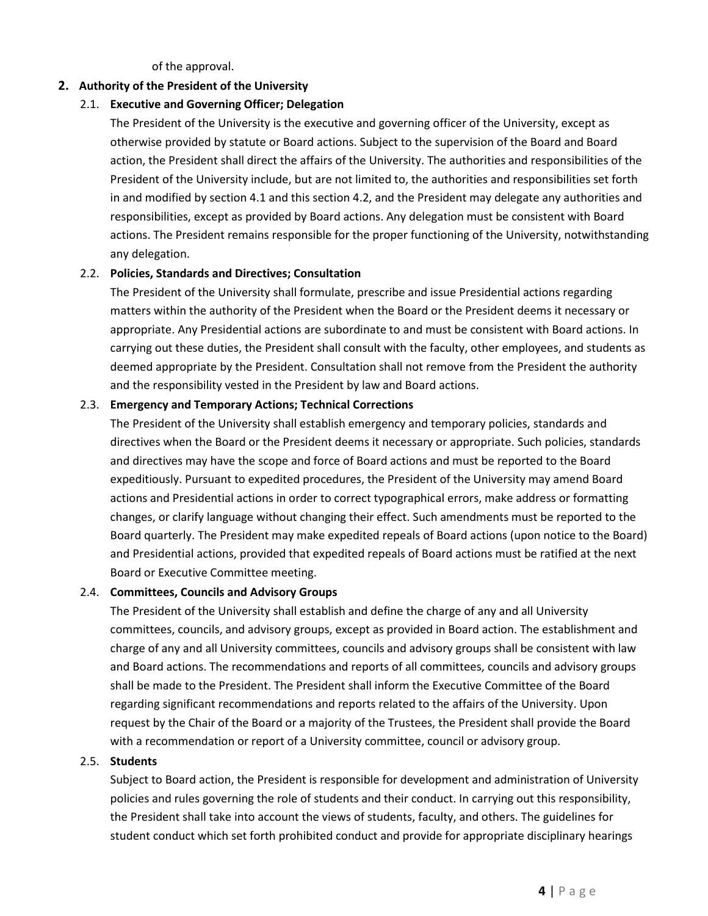of the approval.

## 2. Authority of the President of the University

### 2.1. Executive and Governing Officer; Delegation

The President of the University is the executive and governing officer of the University, except as otherwise provided by statute or Board actions. Subject to the supervision of the Board and Board action, the President shall direct the affairs of the University. The authorities and responsibilities of the President of the University include, but are not limited to, the authorities and responsibilities set forth in and modified by section 4.1 and this section 4.2, and the President may delegate any authorities and responsibilities, except as provided by Board actions. Any delegation must be consistent with Board actions. The President remains responsible for the proper functioning of the University, notwithstanding any delegation.

### 2.2. Policies, Standards and Directives; Consultation

The President of the University shall formulate, prescribe and issue Presidential actions regarding matters within the authority of the President when the Board or the President deems it necessary or appropriate. Any Presidential actions are subordinate to and must be consistent with Board actions. In carrying out these duties, the President shall consult with the faculty, other employees, and students as deemed appropriate by the President. Consultation shall not remove from the President the authority and the responsibility vested in the President by law and Board actions.

### 2.3. Emergency and Temporary Actions; Technical Corrections

The President of the University shall establish emergency and temporary policies, standards and directives when the Board or the President deems it necessary or appropriate. Such policies, standards and directives may have the scope and force of Board actions and must be reported to the Board expeditiously. Pursuant to expedited procedures, the President of the University may amend Board actions and Presidential actions in order to correct typographical errors, make address or formatting changes, or clarify language without changing their effect. Such amendments must be reported to the Board quarterly. The President may make expedited repeals of Board actions (upon notice to the Board) and Presidential actions, provided that expedited repeals of Board actions must be ratified at the next Board or Executive Committee meeting.

### 2.4. Committees, Councils and Advisory Groups

The President of the University shall establish and define the charge of any and all University committees, councils, and advisory groups, except as provided in Board action. The establishment and charge of any and all University committees, councils and advisory groups shall be consistent with law and Board actions. The recommendations and reports of all committees, councils and advisory groups shall be made to the President. The President shall inform the Executive Committee of the Board regarding significant recommendations and reports related to the affairs of the University. Upon request by the Chair of the Board or a majority of the Trustees, the President shall provide the Board with a recommendation or report of a University committee, council or advisory group.

### 2.5. Students

Subject to Board action, the President is responsible for development and administration of University policies and rules governing the role of students and their conduct. In carrying out this responsibility, the President shall take into account the views of students, faculty, and others. The guidelines for student conduct which set forth prohibited conduct and provide for appropriate disciplinary hearings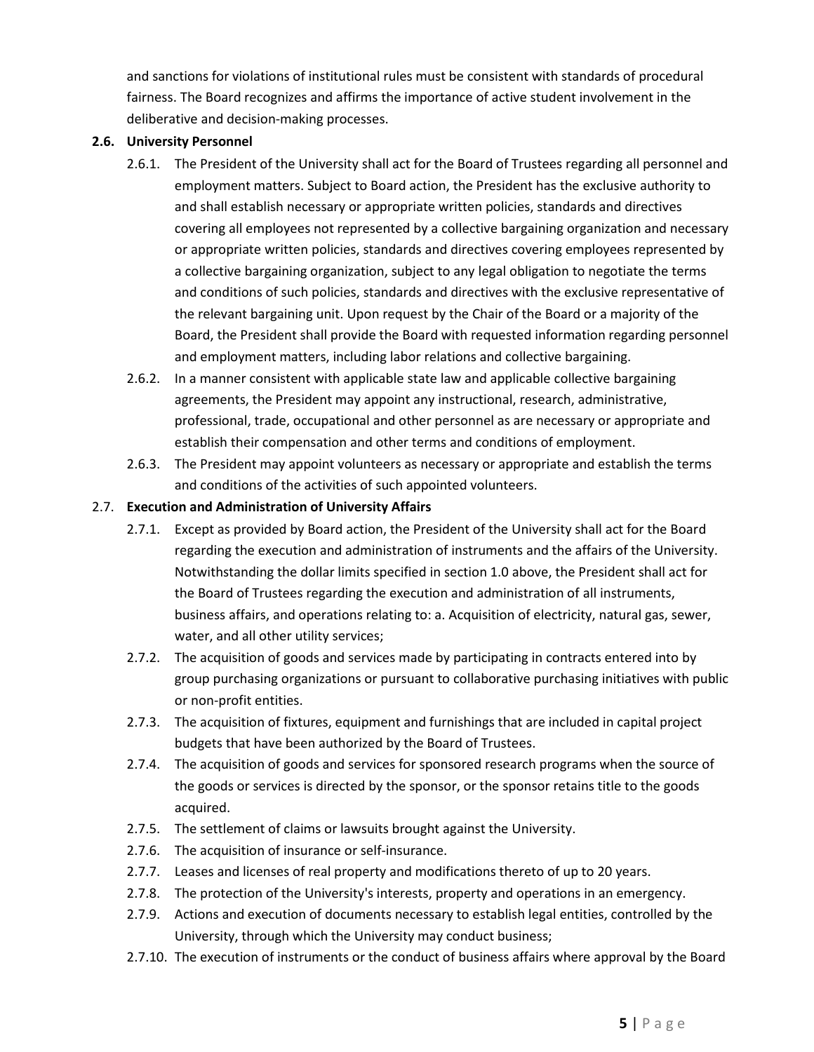and sanctions for violations of institutional rules must be consistent with standards of procedural fairness. The Board recognizes and affirms the importance of active student involvement in the deliberative and decision-making processes.

**2.6. University Personnel**

- 2.6.1. The President of the University shall act for the Board of Trustees regarding all personnel and employment matters. Subject to Board action, the President has the exclusive authority to and shall establish necessary or appropriate written policies, standards and directives covering all employees not represented by a collective bargaining organization and necessary or appropriate written policies, standards and directives covering employees represented by a collective bargaining organization, subject to any legal obligation to negotiate the terms and conditions of such policies, standards and directives with the exclusive representative of the relevant bargaining unit. Upon request by the Chair of the Board or a majority of the Board, the President shall provide the Board with requested information regarding personnel and employment matters, including labor relations and collective bargaining.
- 2.6.2. In a manner consistent with applicable state law and applicable collective bargaining agreements, the President may appoint any instructional, research, administrative, professional, trade, occupational and other personnel as are necessary or appropriate and establish their compensation and other terms and conditions of employment.
- 2.6.3. The President may appoint volunteers as necessary or appropriate and establish the terms and conditions of the activities of such appointed volunteers.

2.7. **Execution and Administration of University Affairs**

- 2.7.1. Except as provided by Board action, the President of the University shall act for the Board regarding the execution and administration of instruments and the affairs of the University. Notwithstanding the dollar limits specified in section 1.0 above, the President shall act for the Board of Trustees regarding the execution and administration of all instruments, business affairs, and operations relating to: a. Acquisition of electricity, natural gas, sewer, water, and all other utility services;
- 2.7.2. The acquisition of goods and services made by participating in contracts entered into by group purchasing organizations or pursuant to collaborative purchasing initiatives with public or non-profit entities.
- 2.7.3. The acquisition of fixtures, equipment and furnishings that are included in capital project budgets that have been authorized by the Board of Trustees.
- 2.7.4. The acquisition of goods and services for sponsored research programs when the source of the goods or services is directed by the sponsor, or the sponsor retains title to the goods acquired.
- 2.7.5. The settlement of claims or lawsuits brought against the University.
- 2.7.6. The acquisition of insurance or self-insurance.
- 2.7.7. Leases and licenses of real property and modifications thereto of up to 20 years.
- 2.7.8. The protection of the University's interests, property and operations in an emergency.
- 2.7.9. Actions and execution of documents necessary to establish legal entities, controlled by the University, through which the University may conduct business;
- 2.7.10. The execution of instruments or the conduct of business affairs where approval by the Board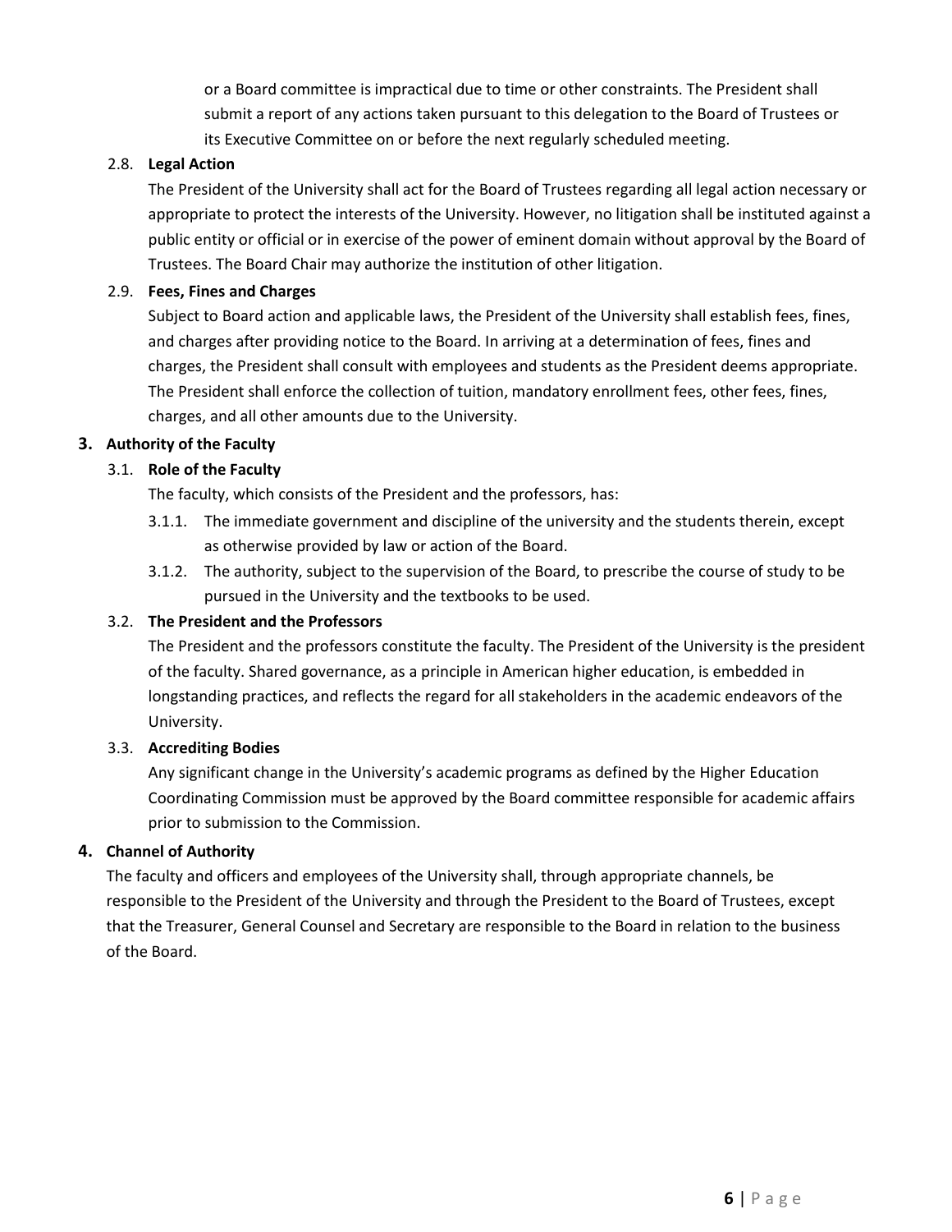or a Board committee is impractical due to time or other constraints. The President shall submit a report of any actions taken pursuant to this delegation to the Board of Trustees or its Executive Committee on or before the next regularly scheduled meeting.

2.8. **Legal Action**

The President of the University shall act for the Board of Trustees regarding all legal action necessary or appropriate to protect the interests of the University. However, no litigation shall be instituted against a public entity or official or in exercise of the power of eminent domain without approval by the Board of Trustees. The Board Chair may authorize the institution of other litigation.

2.9. **Fees, Fines and Charges**

Subject to Board action and applicable laws, the President of the University shall establish fees, fines, and charges after providing notice to the Board. In arriving at a determination of fees, fines and charges, the President shall consult with employees and students as the President deems appropriate. The President shall enforce the collection of tuition, mandatory enrollment fees, other fees, fines, charges, and all other amounts due to the University.

## 3. Authority of the Faculty

3.1. **Role of the Faculty**

The faculty, which consists of the President and the professors, has:

3.1.1. The immediate government and discipline of the university and the students therein, except as otherwise provided by law or action of the Board.

3.1.2. The authority, subject to the supervision of the Board, to prescribe the course of study to be pursued in the University and the textbooks to be used.

3.2. **The President and the Professors**

The President and the professors constitute the faculty. The President of the University is the president of the faculty. Shared governance, as a principle in American higher education, is embedded in longstanding practices, and reflects the regard for all stakeholders in the academic endeavors of the University.

3.3. **Accrediting Bodies**

Any significant change in the University's academic programs as defined by the Higher Education Coordinating Commission must be approved by the Board committee responsible for academic affairs prior to submission to the Commission.

## 4. Channel of Authority

The faculty and officers and employees of the University shall, through appropriate channels, be responsible to the President of the University and through the President to the Board of Trustees, except that the Treasurer, General Counsel and Secretary are responsible to the Board in relation to the business of the Board.